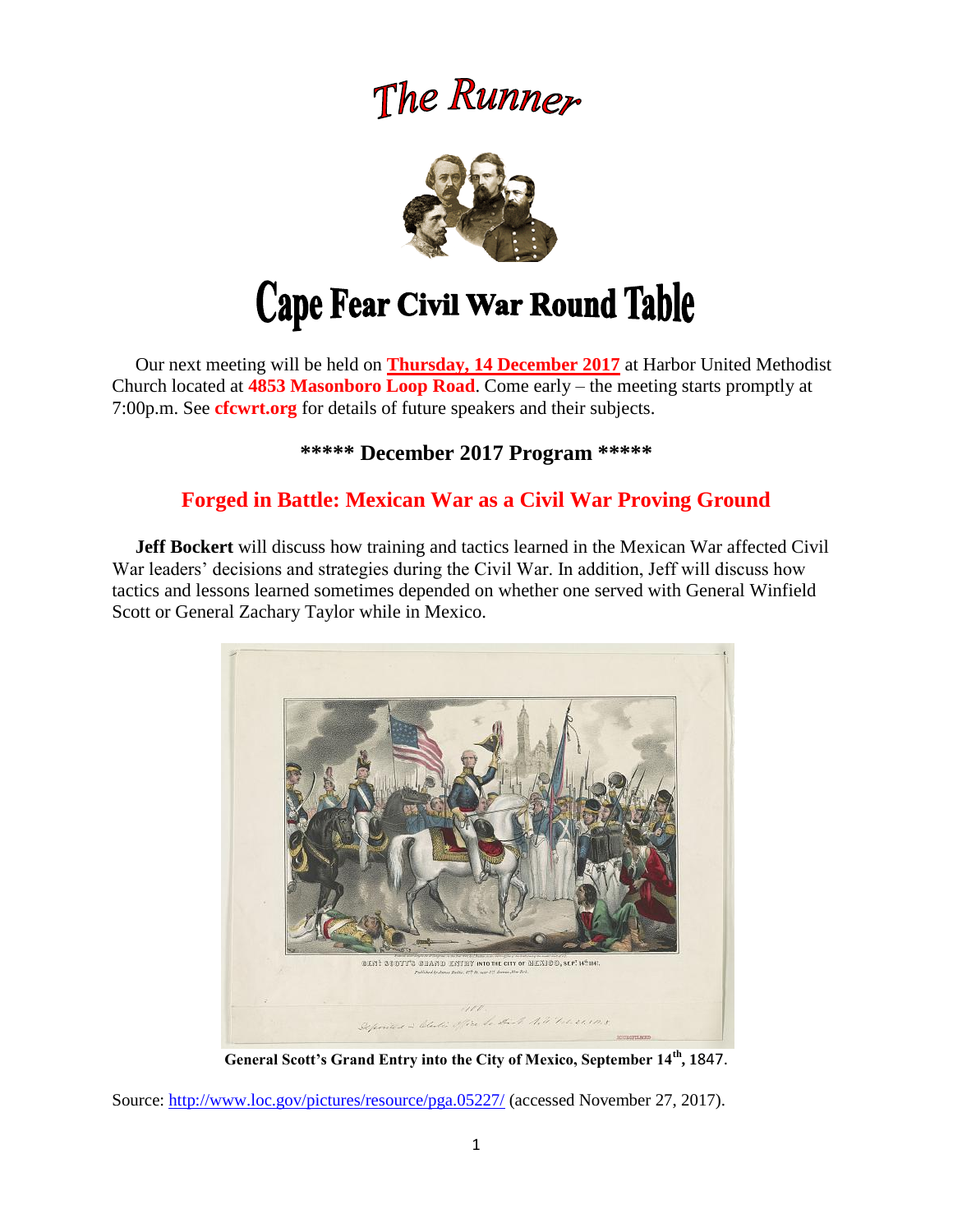# The Runner

# Cape Fear Civil War Round Table

Our next meeting will be held on **Thursday, 14 December 2017** at Harbor United Methodist Church located at **4853 Masonboro Loop Road**. Come early – the meeting starts promptly at 7:00p.m. See **cfcwrt.org** for details of future speakers and their subjects.

## ***** December 2017 Program *****

## Forged in Battle: Mexican War as a Civil War Proving Ground

**Jeff Bockert** will discuss how training and tactics learned in the Mexican War affected Civil War leaders' decisions and strategies during the Civil War. In addition, Jeff will discuss how tactics and lessons learned sometimes depended on whether one served with General Winfield Scott or General Zachary Taylor while in Mexico.

**General Scott's Grand Entry into the City of Mexico, September 14th, 1847**.

Source: http://www.loc.gov/pictures/resource/pga.05227/ (accessed November 27, 2017).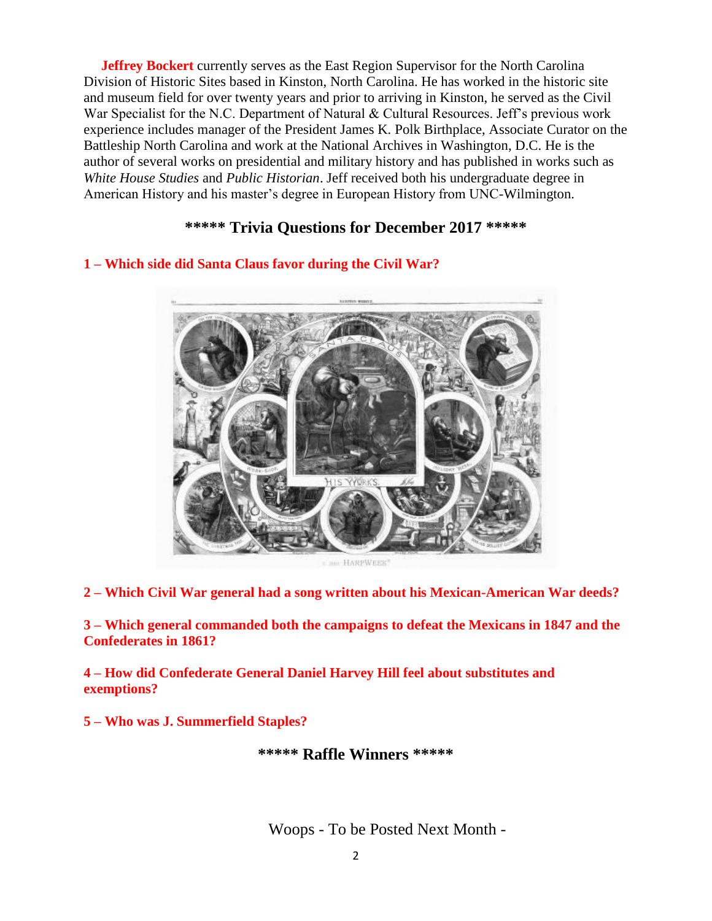**Jeffrey Bockert** currently serves as the East Region Supervisor for the North Carolina Division of Historic Sites based in Kinston, North Carolina. He has worked in the historic site and museum field for over twenty years and prior to arriving in Kinston, he served as the Civil War Specialist for the N.C. Department of Natural & Cultural Resources. Jeff's previous work experience includes manager of the President James K. Polk Birthplace, Associate Curator on the Battleship North Carolina and work at the National Archives in Washington, D.C. He is the author of several works on presidential and military history and has published in works such as *White House Studies* and *Public Historian*. Jeff received both his undergraduate degree in American History and his master's degree in European History from UNC-Wilmington.

## ***** Trivia Questions for December 2017 *****

**1 – Which side did Santa Claus favor during the Civil War?**

**2 – Which Civil War general had a song written about his Mexican-American War deeds?**

**3 – Which general commanded both the campaigns to defeat the Mexicans in 1847 and the Confederates in 1861?**

**4 – How did Confederate General Daniel Harvey Hill feel about substitutes and exemptions?**

**5 – Who was J. Summerfield Staples?**

## ***** Raffle Winners *****

Woops - To be Posted Next Month -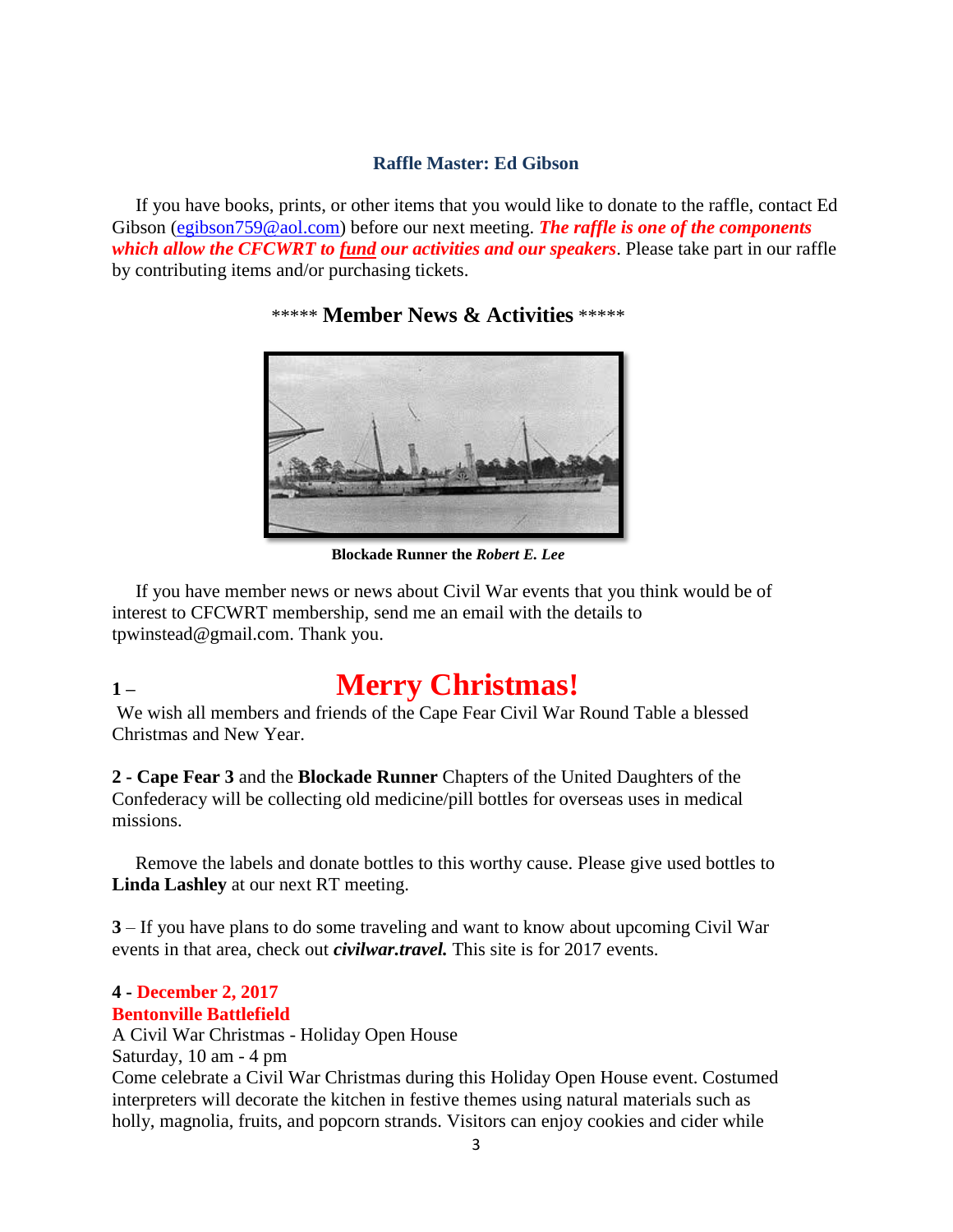### Raffle Master: Ed Gibson

If you have books, prints, or other items that you would like to donate to the raffle, contact Ed Gibson (egibson759@aol.com) before our next meeting. ***The raffle is one of the components which allow the CFCWRT to fund our activities and our speakers***. Please take part in our raffle by contributing items and/or purchasing tickets.

## ***** Member News & Activities *****

**Blockade Runner the *Robert E. Lee***

If you have member news or news about Civil War events that you think would be of interest to CFCWRT membership, send me an email with the details to tpwinstead@gmail.com. Thank you.

**1 –** **Merry Christmas!**

We wish all members and friends of the Cape Fear Civil War Round Table a blessed Christmas and New Year.

**2 - Cape Fear 3** and the **Blockade Runner** Chapters of the United Daughters of the Confederacy will be collecting old medicine/pill bottles for overseas uses in medical missions.

Remove the labels and donate bottles to this worthy cause. Please give used bottles to **Linda Lashley** at our next RT meeting.

**3** – If you have plans to do some traveling and want to know about upcoming Civil War events in that area, check out ***civilwar.travel.*** This site is for 2017 events.

**4 - December 2, 2017**
**Bentonville Battlefield**
A Civil War Christmas - Holiday Open House
Saturday, 10 am - 4 pm
Come celebrate a Civil War Christmas during this Holiday Open House event. Costumed interpreters will decorate the kitchen in festive themes using natural materials such as holly, magnolia, fruits, and popcorn strands. Visitors can enjoy cookies and cider while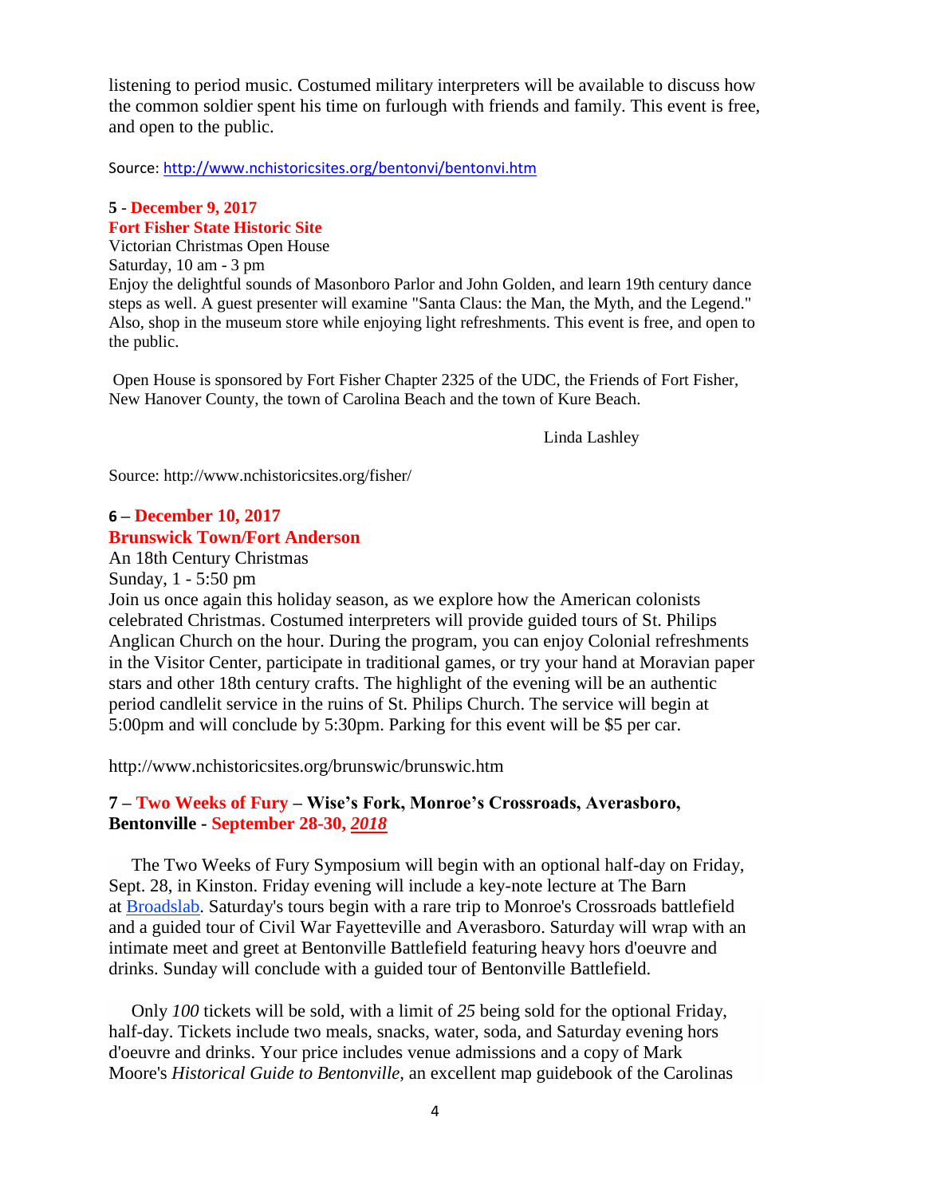listening to period music. Costumed military interpreters will be available to discuss how the common soldier spent his time on furlough with friends and family. This event is free, and open to the public.

Source: [http://www.nchistoricsites.org/bentonvi/bentonvi.htm](http://www.nchistoricsites.org/bentonvi/bentonvi.htm)

**5 - December 9, 2017**
**Fort Fisher State Historic Site**

Victorian Christmas Open House
Saturday, 10 am - 3 pm
Enjoy the delightful sounds of Masonboro Parlor and John Golden, and learn 19th century dance steps as well. A guest presenter will examine "Santa Claus: the Man, the Myth, and the Legend." Also, shop in the museum store while enjoying light refreshments. This event is free, and open to the public.

Open House is sponsored by Fort Fisher Chapter 2325 of the UDC, the Friends of Fort Fisher, New Hanover County, the town of Carolina Beach and the town of Kure Beach.

Linda Lashley

Source: http://www.nchistoricsites.org/fisher/

**6 – December 10, 2017**
**Brunswick Town/Fort Anderson**

An 18th Century Christmas
Sunday, 1 - 5:50 pm
Join us once again this holiday season, as we explore how the American colonists celebrated Christmas. Costumed interpreters will provide guided tours of St. Philips Anglican Church on the hour. During the program, you can enjoy Colonial refreshments in the Visitor Center, participate in traditional games, or try your hand at Moravian paper stars and other 18th century crafts. The highlight of the evening will be an authentic period candlelit service in the ruins of St. Philips Church. The service will begin at 5:00pm and will conclude by 5:30pm. Parking for this event will be $5 per car.

http://www.nchistoricsites.org/brunswic/brunswic.htm

**7 – Two Weeks of Fury – Wise's Fork, Monroe's Crossroads, Averasboro, Bentonville - September 28-30, *2018***

The Two Weeks of Fury Symposium will begin with an optional half-day on Friday, Sept. 28, in Kinston. Friday evening will include a key-note lecture at The Barn at [Broadslab](). Saturday's tours begin with a rare trip to Monroe's Crossroads battlefield and a guided tour of Civil War Fayetteville and Averasboro. Saturday will wrap with an intimate meet and greet at Bentonville Battlefield featuring heavy hors d'oeuvre and drinks. Sunday will conclude with a guided tour of Bentonville Battlefield.

Only *100* tickets will be sold, with a limit of *25* being sold for the optional Friday, half-day. Tickets include two meals, snacks, water, soda, and Saturday evening hors d'oeuvre and drinks. Your price includes venue admissions and a copy of Mark Moore's *Historical Guide to Bentonville,* an excellent map guidebook of the Carolinas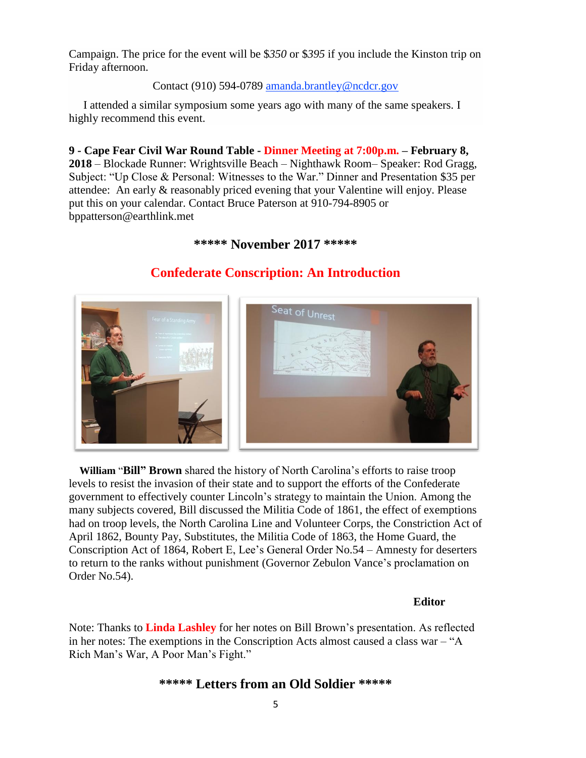Campaign. The price for the event will be $*350* or $*395* if you include the Kinston trip on Friday afternoon.

Contact (910) 594-0789 [amanda.brantley@ncdcr.gov](mailto:amanda.brantley@ncdcr.gov)

I attended a similar symposium some years ago with many of the same speakers. I highly recommend this event.

**9 - Cape Fear Civil War Round Table - Dinner Meeting at 7:00p.m. – February 8, 2018** – Blockade Runner: Wrightsville Beach – Nighthawk Room– Speaker: Rod Gragg, Subject: "Up Close & Personal: Witnesses to the War." Dinner and Presentation $35 per attendee: An early & reasonably priced evening that your Valentine will enjoy. Please put this on your calendar. Contact Bruce Paterson at 910-794-8905 or bppatterson@earthlink.met

## ***** November 2017 *****

## Confederate Conscription: An Introduction

**William** "**Bill" Brown** shared the history of North Carolina's efforts to raise troop levels to resist the invasion of their state and to support the efforts of the Confederate government to effectively counter Lincoln's strategy to maintain the Union. Among the many subjects covered, Bill discussed the Militia Code of 1861, the effect of exemptions had on troop levels, the North Carolina Line and Volunteer Corps, the Constriction Act of April 1862, Bounty Pay, Substitutes, the Militia Code of 1863, the Home Guard, the Conscription Act of 1864, Robert E, Lee's General Order No.54 – Amnesty for deserters to return to the ranks without punishment (Governor Zebulon Vance's proclamation on Order No.54).

**Editor**

Note: Thanks to **Linda Lashley** for her notes on Bill Brown's presentation. As reflected in her notes: The exemptions in the Conscription Acts almost caused a class war – "A Rich Man's War, A Poor Man's Fight."

## ***** Letters from an Old Soldier *****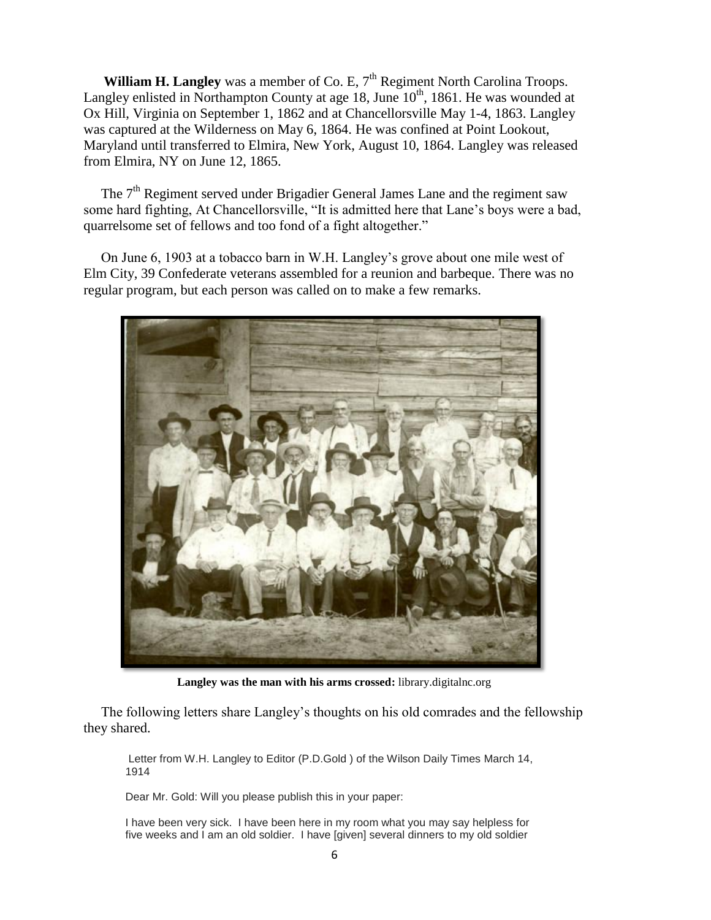**William H. Langley** was a member of Co. E, 7th Regiment North Carolina Troops. Langley enlisted in Northampton County at age 18, June 10th, 1861. He was wounded at Ox Hill, Virginia on September 1, 1862 and at Chancellorsville May 1-4, 1863. Langley was captured at the Wilderness on May 6, 1864. He was confined at Point Lookout, Maryland until transferred to Elmira, New York, August 10, 1864. Langley was released from Elmira, NY on June 12, 1865.

The 7th Regiment served under Brigadier General James Lane and the regiment saw some hard fighting, At Chancellorsville, "It is admitted here that Lane's boys were a bad, quarrelsome set of fellows and too fond of a fight altogether."

On June 6, 1903 at a tobacco barn in W.H. Langley's grove about one mile west of Elm City, 39 Confederate veterans assembled for a reunion and barbeque. There was no regular program, but each person was called on to make a few remarks.

**Langley was the man with his arms crossed:** library.digitalnc.org

The following letters share Langley's thoughts on his old comrades and the fellowship they shared.

> Letter from W.H. Langley to Editor (P.D.Gold ) of the Wilson Daily Times March 14, 1914
>
> Dear Mr. Gold: Will you please publish this in your paper:
>
> I have been very sick. I have been here in my room what you may say helpless for five weeks and I am an old soldier. I have [given] several dinners to my old soldier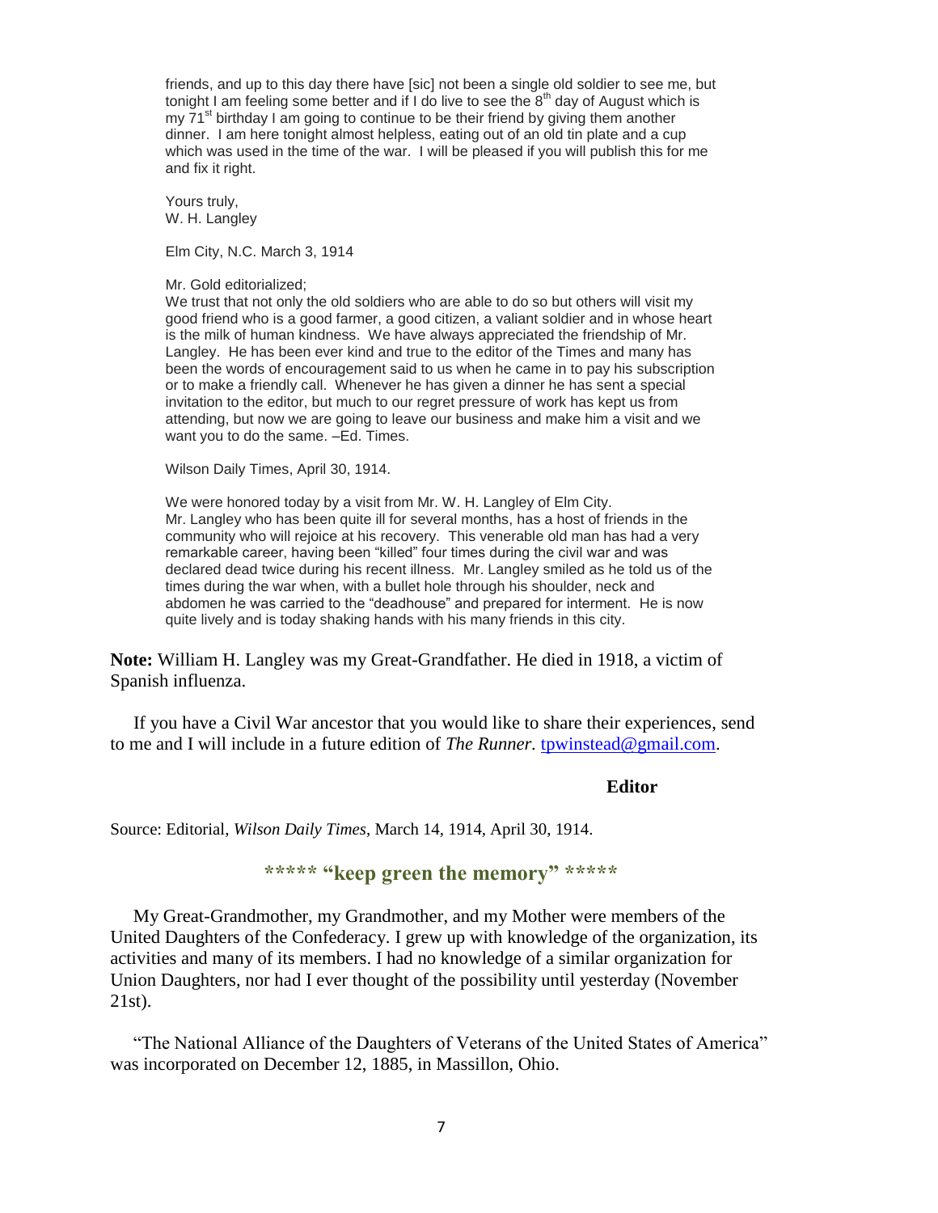friends, and up to this day there have [sic] not been a single old soldier to see me, but tonight I am feeling some better and if I do live to see the 8th day of August which is my 71st birthday I am going to continue to be their friend by giving them another dinner. I am here tonight almost helpless, eating out of an old tin plate and a cup which was used in the time of the war. I will be pleased if you will publish this for me and fix it right.

Yours truly,
W. H. Langley

Elm City, N.C. March 3, 1914

Mr. Gold editorialized;
We trust that not only the old soldiers who are able to do so but others will visit my good friend who is a good farmer, a good citizen, a valiant soldier and in whose heart is the milk of human kindness. We have always appreciated the friendship of Mr. Langley. He has been ever kind and true to the editor of the Times and many has been the words of encouragement said to us when he came in to pay his subscription or to make a friendly call. Whenever he has given a dinner he has sent a special invitation to the editor, but much to our regret pressure of work has kept us from attending, but now we are going to leave our business and make him a visit and we want you to do the same. –Ed. Times.

Wilson Daily Times, April 30, 1914.

We were honored today by a visit from Mr. W. H. Langley of Elm City. Mr. Langley who has been quite ill for several months, has a host of friends in the community who will rejoice at his recovery. This venerable old man has had a very remarkable career, having been "killed" four times during the civil war and was declared dead twice during his recent illness. Mr. Langley smiled as he told us of the times during the war when, with a bullet hole through his shoulder, neck and abdomen he was carried to the "deadhouse" and prepared for interment. He is now quite lively and is today shaking hands with his many friends in this city.

**Note:** William H. Langley was my Great-Grandfather. He died in 1918, a victim of Spanish influenza.

If you have a Civil War ancestor that you would like to share their experiences, send to me and I will include in a future edition of *The Runner*. tpwinstead@gmail.com.

**Editor**

Source: Editorial, *Wilson Daily Times*, March 14, 1914, April 30, 1914.

**\*\*\*\*\* "keep green the memory" \*\*\*\*\***

My Great-Grandmother, my Grandmother, and my Mother were members of the United Daughters of the Confederacy. I grew up with knowledge of the organization, its activities and many of its members. I had no knowledge of a similar organization for Union Daughters, nor had I ever thought of the possibility until yesterday (November 21st).

"The National Alliance of the Daughters of Veterans of the United States of America" was incorporated on December 12, 1885, in Massillon, Ohio.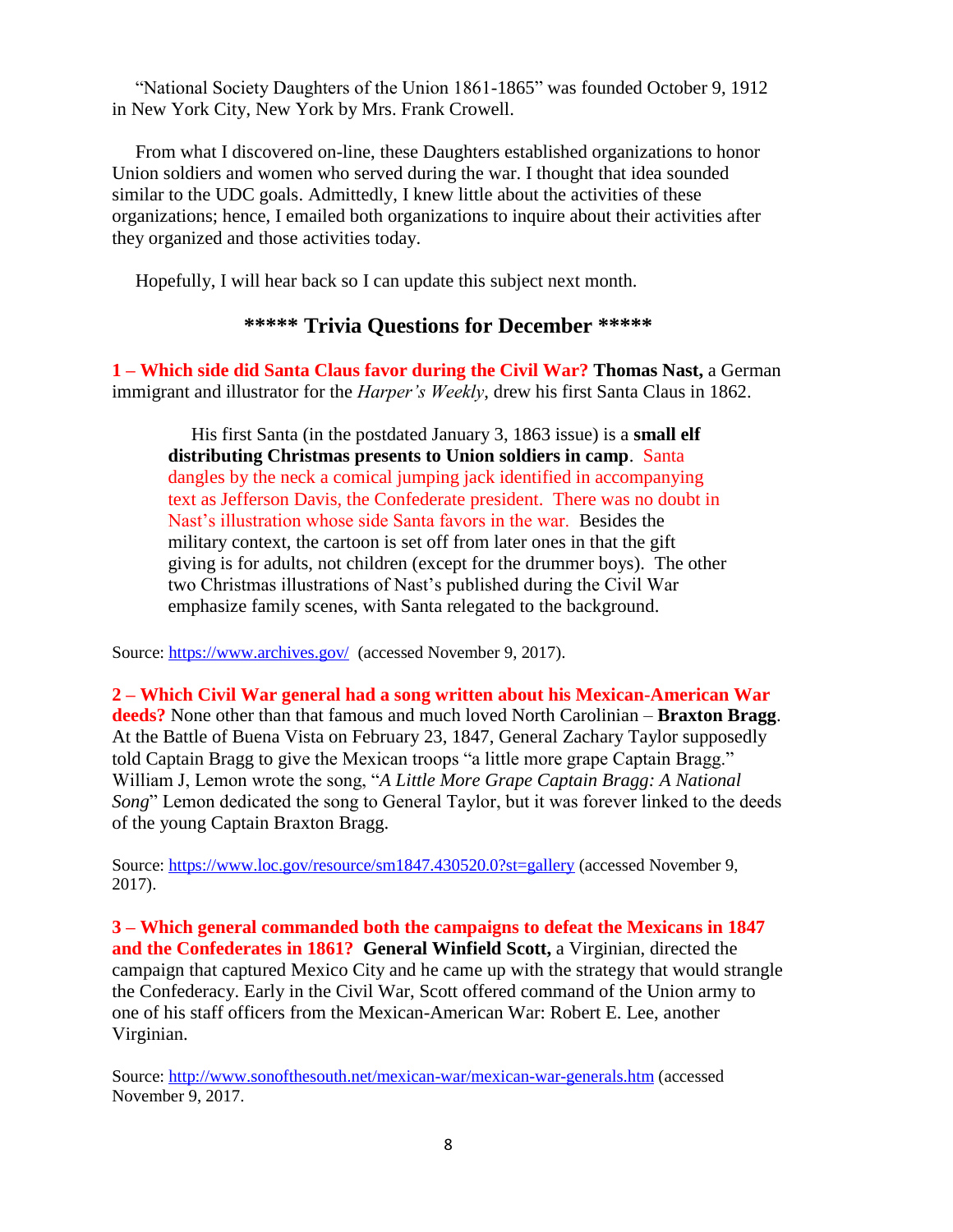"National Society Daughters of the Union 1861-1865" was founded October 9, 1912 in New York City, New York by Mrs. Frank Crowell.

From what I discovered on-line, these Daughters established organizations to honor Union soldiers and women who served during the war. I thought that idea sounded similar to the UDC goals. Admittedly, I knew little about the activities of these organizations; hence, I emailed both organizations to inquire about their activities after they organized and those activities today.

Hopefully, I will hear back so I can update this subject next month.

## ***** Trivia Questions for December *****

**1 – Which side did Santa Claus favor during the Civil War?** **Thomas Nast,** a German immigrant and illustrator for the *Harper's Weekly*, drew his first Santa Claus in 1862.

> His first Santa (in the postdated January 3, 1863 issue) is a **small elf distributing Christmas presents to Union soldiers in camp**. Santa dangles by the neck a comical jumping jack identified in accompanying text as Jefferson Davis, the Confederate president. There was no doubt in Nast's illustration whose side Santa favors in the war. Besides the military context, the cartoon is set off from later ones in that the gift giving is for adults, not children (except for the drummer boys). The other two Christmas illustrations of Nast's published during the Civil War emphasize family scenes, with Santa relegated to the background.

Source: https://www.archives.gov/ (accessed November 9, 2017).

**2 – Which Civil War general had a song written about his Mexican-American War deeds?** None other than that famous and much loved North Carolinian – **Braxton Bragg**. At the Battle of Buena Vista on February 23, 1847, General Zachary Taylor supposedly told Captain Bragg to give the Mexican troops "a little more grape Captain Bragg." William J, Lemon wrote the song, "*A Little More Grape Captain Bragg: A National Song*" Lemon dedicated the song to General Taylor, but it was forever linked to the deeds of the young Captain Braxton Bragg.

Source: https://www.loc.gov/resource/sm1847.430520.0?st=gallery (accessed November 9, 2017).

**3 – Which general commanded both the campaigns to defeat the Mexicans in 1847 and the Confederates in 1861?** **General Winfield Scott,** a Virginian, directed the campaign that captured Mexico City and he came up with the strategy that would strangle the Confederacy. Early in the Civil War, Scott offered command of the Union army to one of his staff officers from the Mexican-American War: Robert E. Lee, another Virginian.

Source: http://www.sonofthesouth.net/mexican-war/mexican-war-generals.htm (accessed November 9, 2017.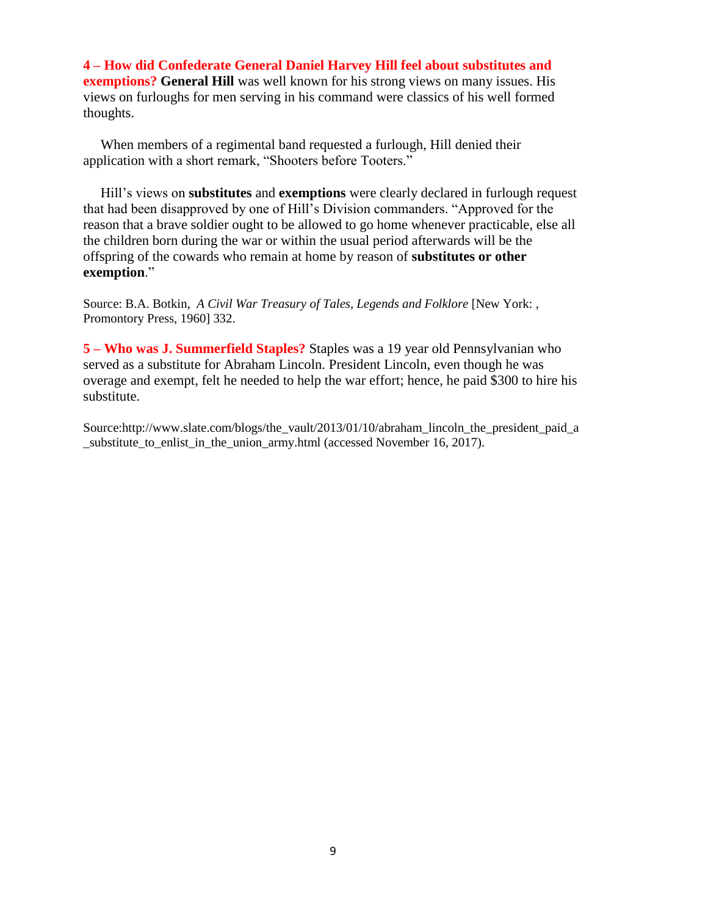**4 – How did Confederate General Daniel Harvey Hill feel about substitutes and exemptions?** **General Hill** was well known for his strong views on many issues. His views on furloughs for men serving in his command were classics of his well formed thoughts.

When members of a regimental band requested a furlough, Hill denied their application with a short remark, "Shooters before Tooters."

Hill's views on **substitutes** and **exemptions** were clearly declared in furlough request that had been disapproved by one of Hill's Division commanders. "Approved for the reason that a brave soldier ought to be allowed to go home whenever practicable, else all the children born during the war or within the usual period afterwards will be the offspring of the cowards who remain at home by reason of **substitutes or other exemption**."

Source: B.A. Botkin, *A Civil War Treasury of Tales, Legends and Folklore* [New York: , Promontory Press, 1960] 332.

**5 – Who was J. Summerfield Staples?** Staples was a 19 year old Pennsylvanian who served as a substitute for Abraham Lincoln. President Lincoln, even though he was overage and exempt, felt he needed to help the war effort; hence, he paid $300 to hire his substitute.

Source:http://www.slate.com/blogs/the_vault/2013/01/10/abraham_lincoln_the_president_paid_a_substitute_to_enlist_in_the_union_army.html (accessed November 16, 2017).